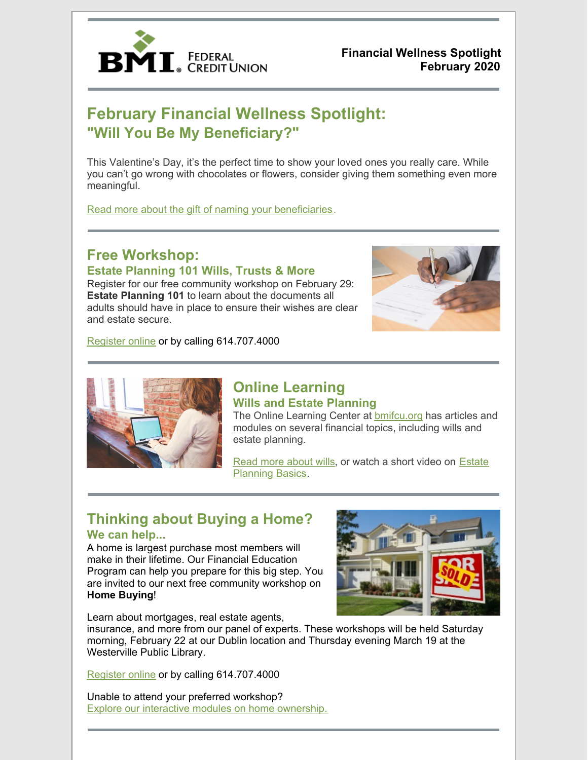BMI Federal Credit Union

**Financial Wellness Spotlight**
**February 2020**

## February Financial Wellness Spotlight: "Will You Be My Beneficiary?"

This Valentine's Day, it's the perfect time to show your loved ones you really care. While you can't go wrong with chocolates or flowers, consider giving them something even more meaningful.

Read more about the gift of naming your beneficiaries.

## Free Workshop:

### Estate Planning 101 Wills, Trusts & More

Register for our free community workshop on February 29: **Estate Planning 101** to learn about the documents all adults should have in place to ensure their wishes are clear and estate secure.

Register online or by calling 614.707.4000

## Online Learning

### Wills and Estate Planning

The Online Learning Center at bmifcu.org has articles and modules on several financial topics, including wills and estate planning.

Read more about wills, or watch a short video on Estate Planning Basics.

## Thinking about Buying a Home?

### We can help...

A home is largest purchase most members will make in their lifetime. Our Financial Education Program can help you prepare for this big step. You are invited to our next free community workshop on **Home Buying**!

Learn about mortgages, real estate agents, insurance, and more from our panel of experts. These workshops will be held Saturday morning, February 22 at our Dublin location and Thursday evening March 19 at the Westerville Public Library.

Register online or by calling 614.707.4000

Unable to attend your preferred workshop?
Explore our interactive modules on home ownership.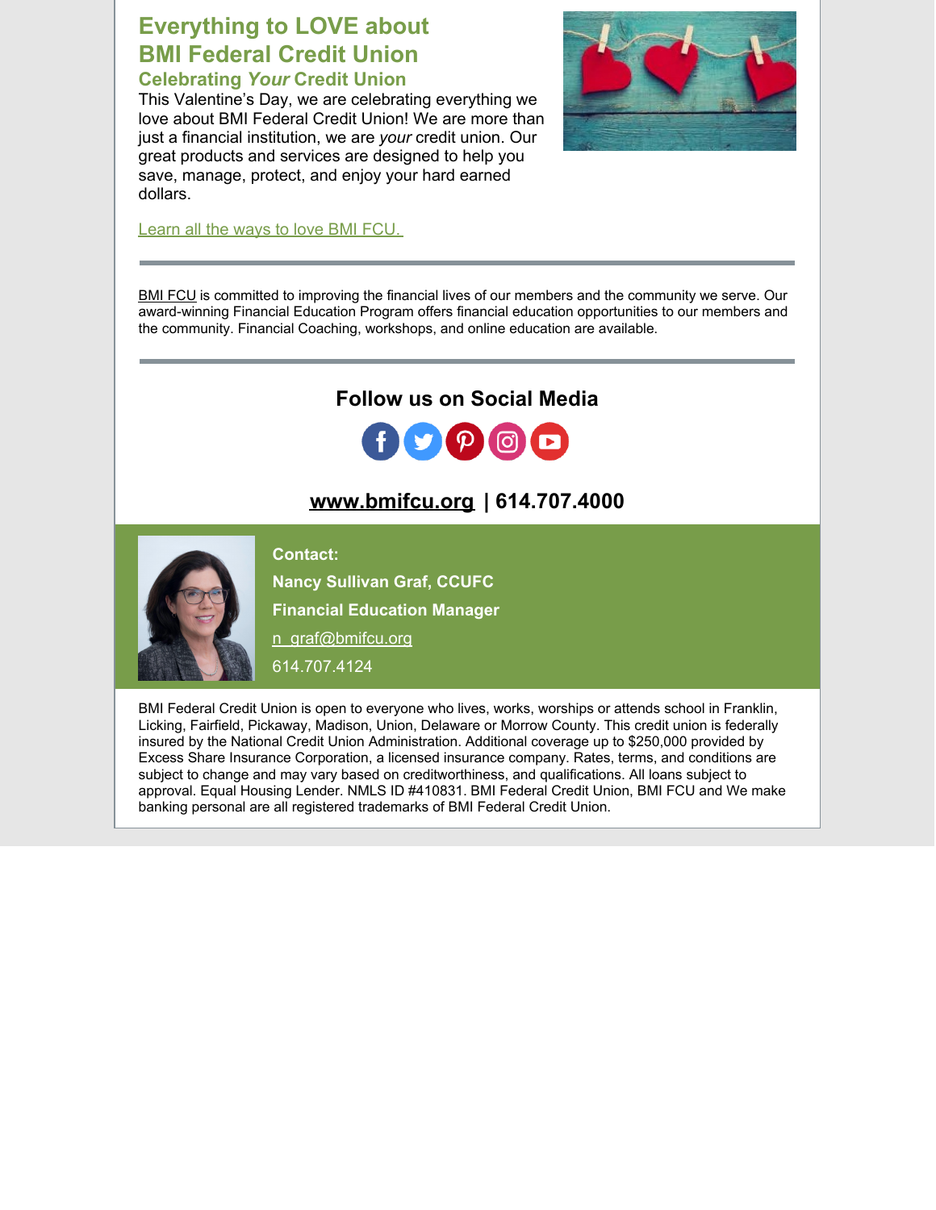## Everything to LOVE about BMI Federal Credit Union

### Celebrating *Your* Credit Union

This Valentine's Day, we are celebrating everything we love about BMI Federal Credit Union! We are more than just a financial institution, we are *your* credit union. Our great products and services are designed to help you save, manage, protect, and enjoy your hard earned dollars.

Learn all the ways to love BMI FCU.

---

BMI FCU is committed to improving the financial lives of our members and the community we serve. Our award-winning Financial Education Program offers financial education opportunities to our members and the community. Financial Coaching, workshops, and online education are available.

---

### Follow us on Social Media

**www.bmifcu.org | 614.707.4000**

**Contact:**

**Nancy Sullivan Graf, CCUFC**

**Financial Education Manager**

n_graf@bmifcu.org

614.707.4124

BMI Federal Credit Union is open to everyone who lives, works, worships or attends school in Franklin, Licking, Fairfield, Pickaway, Madison, Union, Delaware or Morrow County. This credit union is federally insured by the National Credit Union Administration. Additional coverage up to $250,000 provided by Excess Share Insurance Corporation, a licensed insurance company. Rates, terms, and conditions are subject to change and may vary based on creditworthiness, and qualifications. All loans subject to approval. Equal Housing Lender. NMLS ID #410831. BMI Federal Credit Union, BMI FCU and We make banking personal are all registered trademarks of BMI Federal Credit Union.